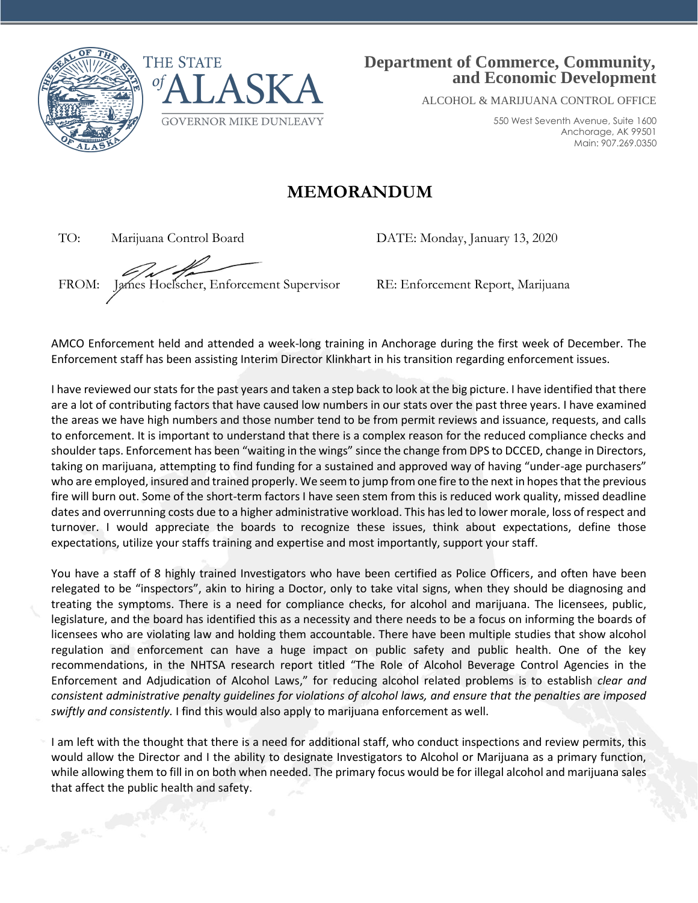THE STATE of ALASKA

GOVERNOR MIKE DUNLEAVY

**Department of Commerce, Community, and Economic Development**

ALCOHOL & MARIJUANA CONTROL OFFICE

550 West Seventh Avenue, Suite 1600
Anchorage, AK 99501
Main: 907.269.0350

# MEMORANDUM

TO: Marijuana Control Board

DATE: Monday, January 13, 2020

FROM: James Hoelscher, Enforcement Supervisor

RE: Enforcement Report, Marijuana

AMCO Enforcement held and attended a week-long training in Anchorage during the first week of December. The Enforcement staff has been assisting Interim Director Klinkhart in his transition regarding enforcement issues.

I have reviewed our stats for the past years and taken a step back to look at the big picture. I have identified that there are a lot of contributing factors that have caused low numbers in our stats over the past three years. I have examined the areas we have high numbers and those number tend to be from permit reviews and issuance, requests, and calls to enforcement. It is important to understand that there is a complex reason for the reduced compliance checks and shoulder taps. Enforcement has been "waiting in the wings" since the change from DPS to DCCED, change in Directors, taking on marijuana, attempting to find funding for a sustained and approved way of having "under-age purchasers" who are employed, insured and trained properly. We seem to jump from one fire to the next in hopes that the previous fire will burn out. Some of the short-term factors I have seen stem from this is reduced work quality, missed deadline dates and overrunning costs due to a higher administrative workload. This has led to lower morale, loss of respect and turnover. I would appreciate the boards to recognize these issues, think about expectations, define those expectations, utilize your staffs training and expertise and most importantly, support your staff.

You have a staff of 8 highly trained Investigators who have been certified as Police Officers, and often have been relegated to be "inspectors", akin to hiring a Doctor, only to take vital signs, when they should be diagnosing and treating the symptoms. There is a need for compliance checks, for alcohol and marijuana. The licensees, public, legislature, and the board has identified this as a necessity and there needs to be a focus on informing the boards of licensees who are violating law and holding them accountable. There have been multiple studies that show alcohol regulation and enforcement can have a huge impact on public safety and public health. One of the key recommendations, in the NHTSA research report titled "The Role of Alcohol Beverage Control Agencies in the Enforcement and Adjudication of Alcohol Laws," for reducing alcohol related problems is to establish *clear and consistent administrative penalty guidelines for violations of alcohol laws, and ensure that the penalties are imposed swiftly and consistently.* I find this would also apply to marijuana enforcement as well.

I am left with the thought that there is a need for additional staff, who conduct inspections and review permits, this would allow the Director and I the ability to designate Investigators to Alcohol or Marijuana as a primary function, while allowing them to fill in on both when needed. The primary focus would be for illegal alcohol and marijuana sales that affect the public health and safety.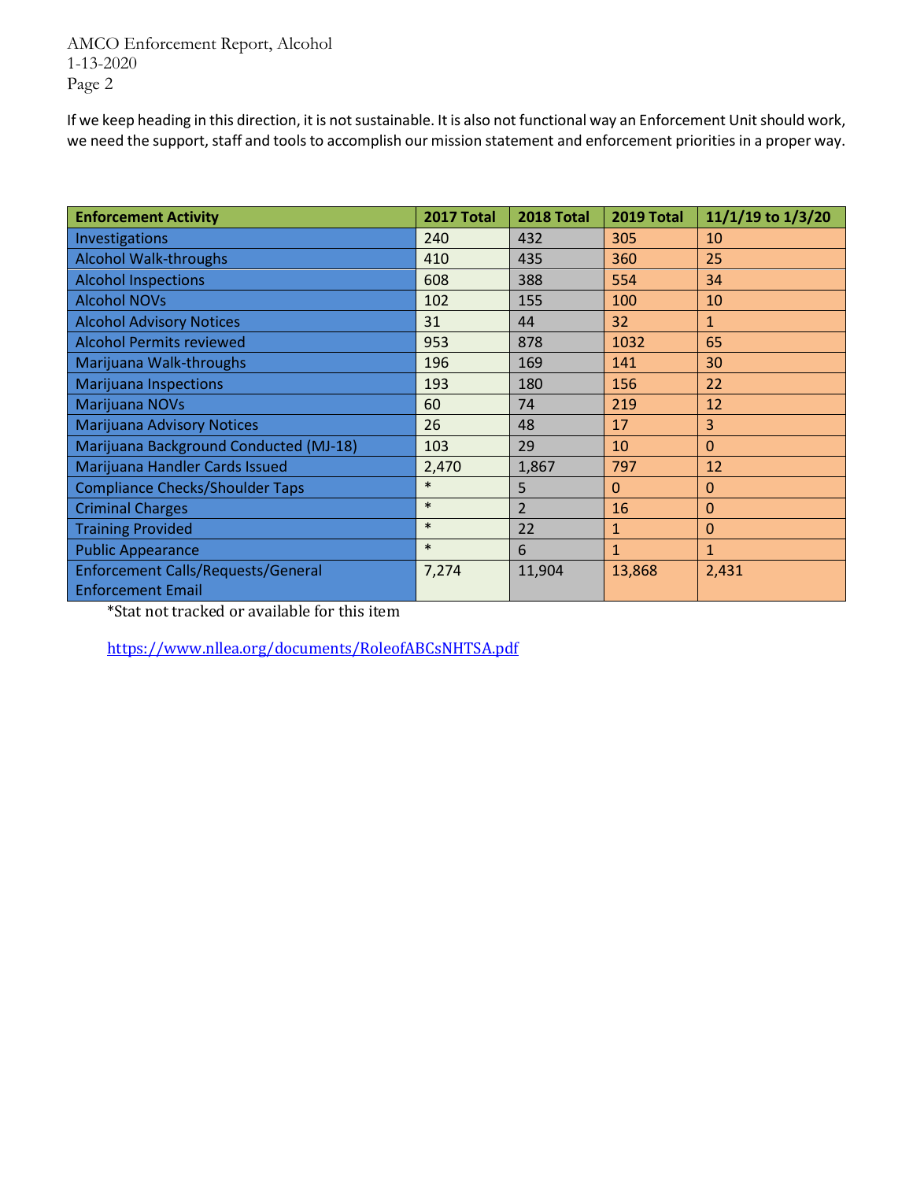If we keep heading in this direction, it is not sustainable. It is also not functional way an Enforcement Unit should work, we need the support, staff and tools to accomplish our mission statement and enforcement priorities in a proper way.

| Enforcement Activity | 2017 Total | 2018 Total | 2019 Total | 11/1/19 to 1/3/20 |
|---|---|---|---|---|
| Investigations | 240 | 432 | 305 | 10 |
| Alcohol Walk-throughs | 410 | 435 | 360 | 25 |
| Alcohol Inspections | 608 | 388 | 554 | 34 |
| Alcohol NOVs | 102 | 155 | 100 | 10 |
| Alcohol Advisory Notices | 31 | 44 | 32 | 1 |
| Alcohol Permits reviewed | 953 | 878 | 1032 | 65 |
| Marijuana Walk-throughs | 196 | 169 | 141 | 30 |
| Marijuana Inspections | 193 | 180 | 156 | 22 |
| Marijuana NOVs | 60 | 74 | 219 | 12 |
| Marijuana Advisory Notices | 26 | 48 | 17 | 3 |
| Marijuana Background Conducted (MJ-18) | 103 | 29 | 10 | 0 |
| Marijuana Handler Cards Issued | 2,470 | 1,867 | 797 | 12 |
| Compliance Checks/Shoulder Taps | * | 5 | 0 | 0 |
| Criminal Charges | * | 2 | 16 | 0 |
| Training Provided | * | 22 | 1 | 0 |
| Public Appearance | * | 6 | 1 | 1 |
| Enforcement Calls/Requests/General Enforcement Email | 7,274 | 11,904 | 13,868 | 2,431 |

*Stat not tracked or available for this item

https://www.nllea.org/documents/RoleofABCsNHTSA.pdf